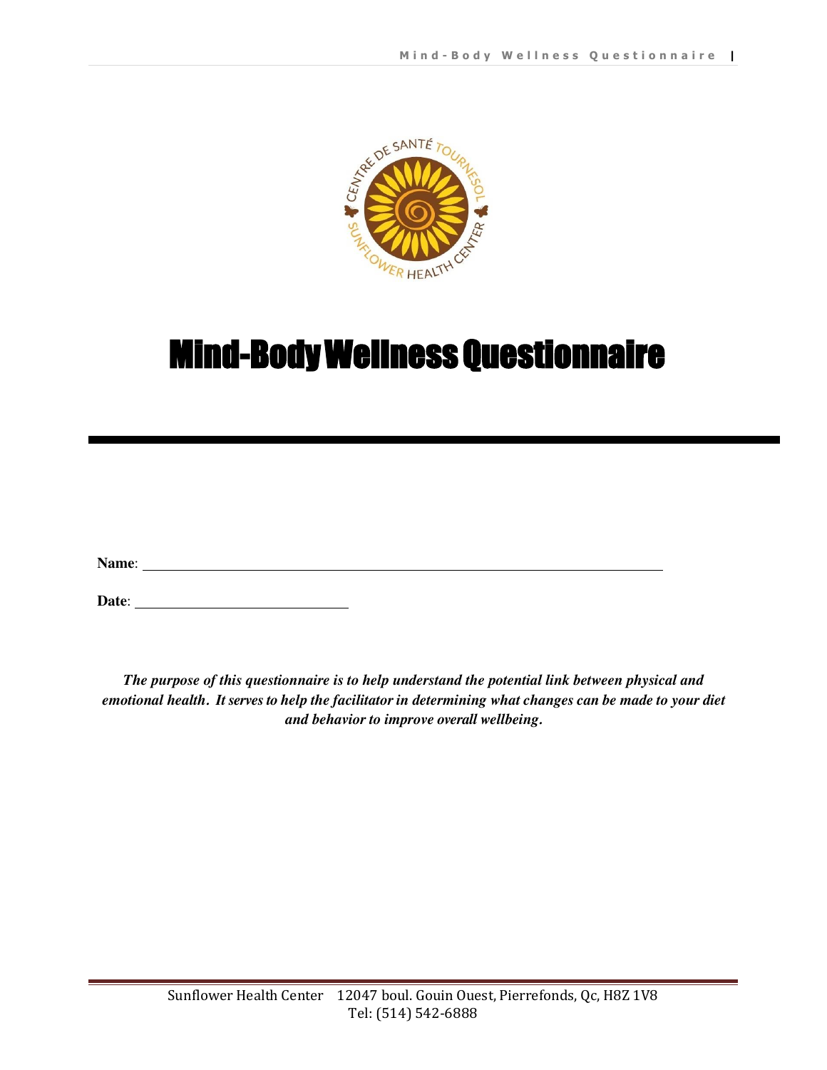# Mind-Body Wellness Questionnaire

**Name**: ___________________________________________

**Date**: ____________________

***The purpose of this questionnaire is to help understand the potential link between physical and emotional health. It serves to help the facilitator in determining what changes can be made to your diet and behavior to improve overall wellbeing.***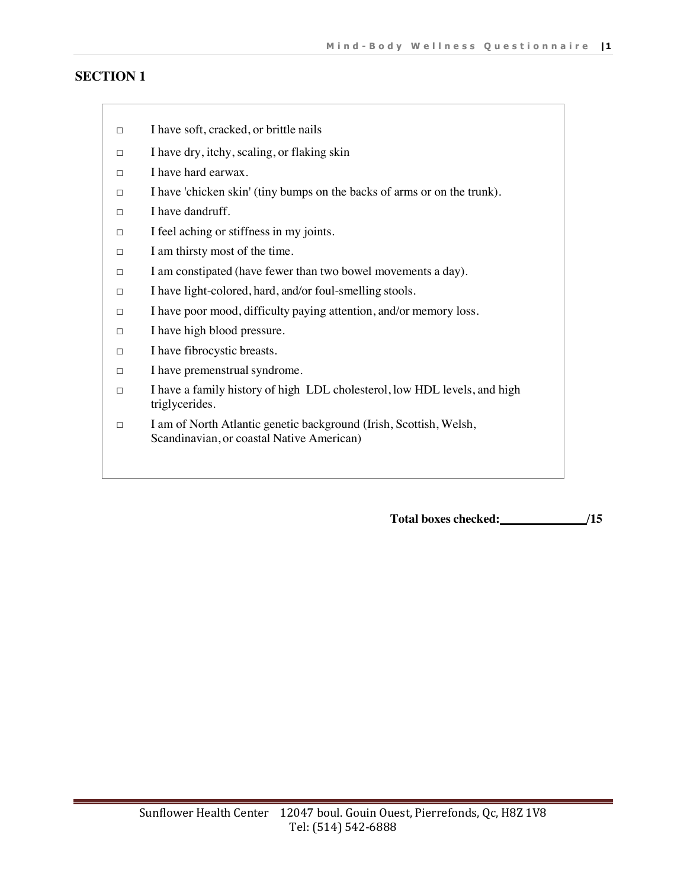## SECTION 1

- ☐ I have soft, cracked, or brittle nails
- ☐ I have dry, itchy, scaling, or flaking skin
- ☐ I have hard earwax.
- ☐ I have 'chicken skin' (tiny bumps on the backs of arms or on the trunk).
- ☐ I have dandruff.
- ☐ I feel aching or stiffness in my joints.
- ☐ I am thirsty most of the time.
- ☐ I am constipated (have fewer than two bowel movements a day).
- ☐ I have light-colored, hard, and/or foul-smelling stools.
- ☐ I have poor mood, difficulty paying attention, and/or memory loss.
- ☐ I have high blood pressure.
- ☐ I have fibrocystic breasts.
- ☐ I have premenstrual syndrome.
- ☐ I have a family history of high LDL cholesterol, low HDL levels, and high triglycerides.
- ☐ I am of North Atlantic genetic background (Irish, Scottish, Welsh, Scandinavian, or coastal Native American)

**Total boxes checked:______________/15**

Sunflower Health Center 12047 boul. Gouin Ouest, Pierrefonds, Qc, H8Z 1V8
Tel: (514) 542-6888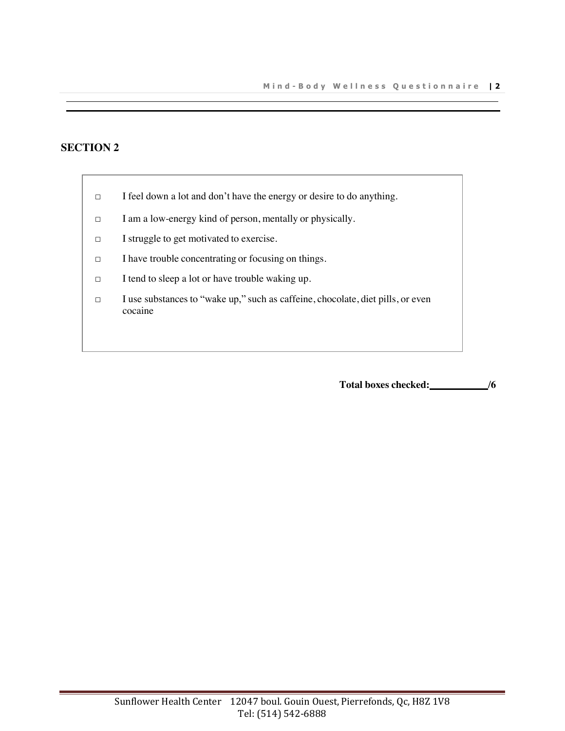## SECTION 2

- ☐ I feel down a lot and don't have the energy or desire to do anything.
- ☐ I am a low-energy kind of person, mentally or physically.
- ☐ I struggle to get motivated to exercise.
- ☐ I have trouble concentrating or focusing on things.
- ☐ I tend to sleep a lot or have trouble waking up.
- ☐ I use substances to "wake up," such as caffeine, chocolate, diet pills, or even cocaine

**Total boxes checked:____________/6**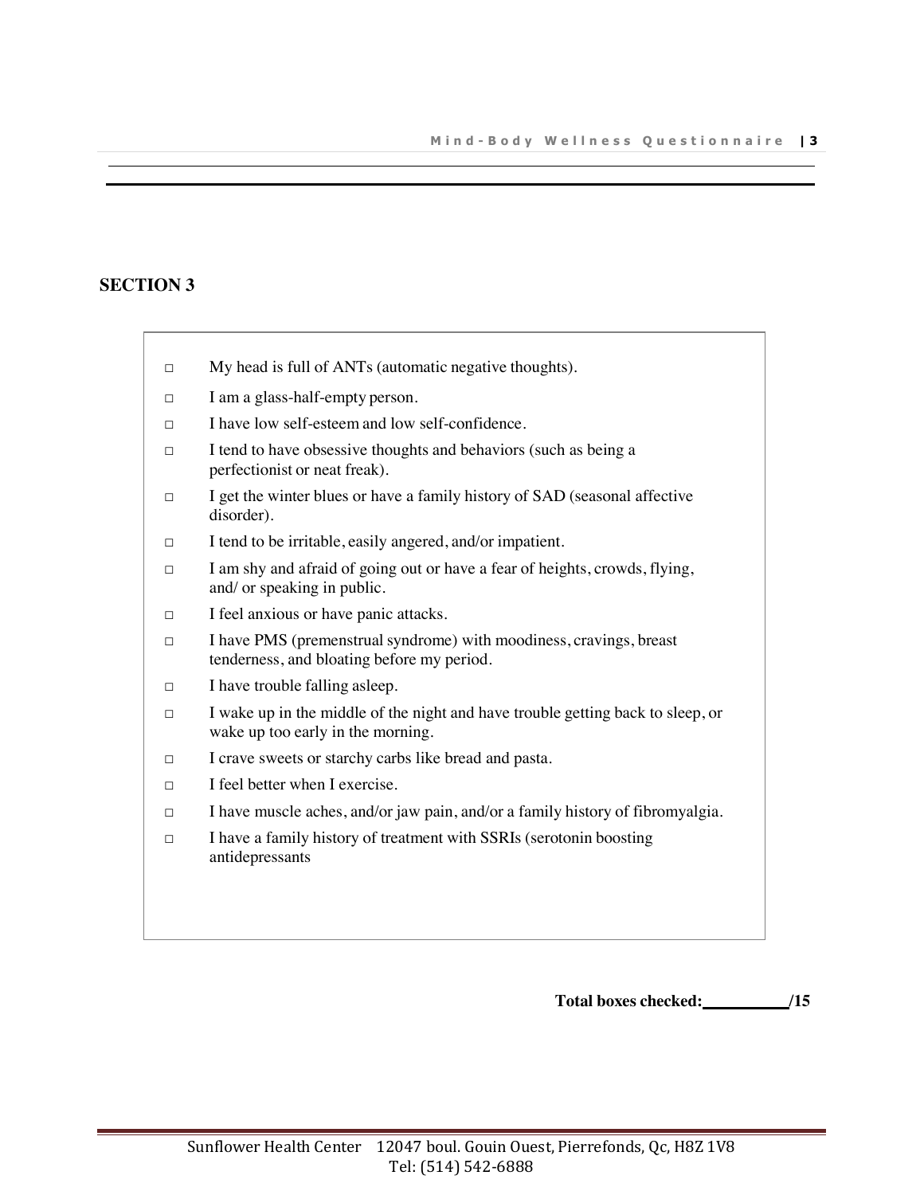## SECTION 3

- ☐ My head is full of ANTs (automatic negative thoughts).
- ☐ I am a glass-half-empty person.
- ☐ I have low self-esteem and low self-confidence.
- ☐ I tend to have obsessive thoughts and behaviors (such as being a perfectionist or neat freak).
- ☐ I get the winter blues or have a family history of SAD (seasonal affective disorder).
- ☐ I tend to be irritable, easily angered, and/or impatient.
- ☐ I am shy and afraid of going out or have a fear of heights, crowds, flying, and/ or speaking in public.
- ☐ I feel anxious or have panic attacks.
- ☐ I have PMS (premenstrual syndrome) with moodiness, cravings, breast tenderness, and bloating before my period.
- ☐ I have trouble falling asleep.
- ☐ I wake up in the middle of the night and have trouble getting back to sleep, or wake up too early in the morning.
- ☐ I crave sweets or starchy carbs like bread and pasta.
- ☐ I feel better when I exercise.
- ☐ I have muscle aches, and/or jaw pain, and/or a family history of fibromyalgia.
- ☐ I have a family history of treatment with SSRIs (serotonin boosting antidepressants

**Total boxes checked:__________/15**

Sunflower Health Center 12047 boul. Gouin Ouest, Pierrefonds, Qc, H8Z 1V8
Tel: (514) 542-6888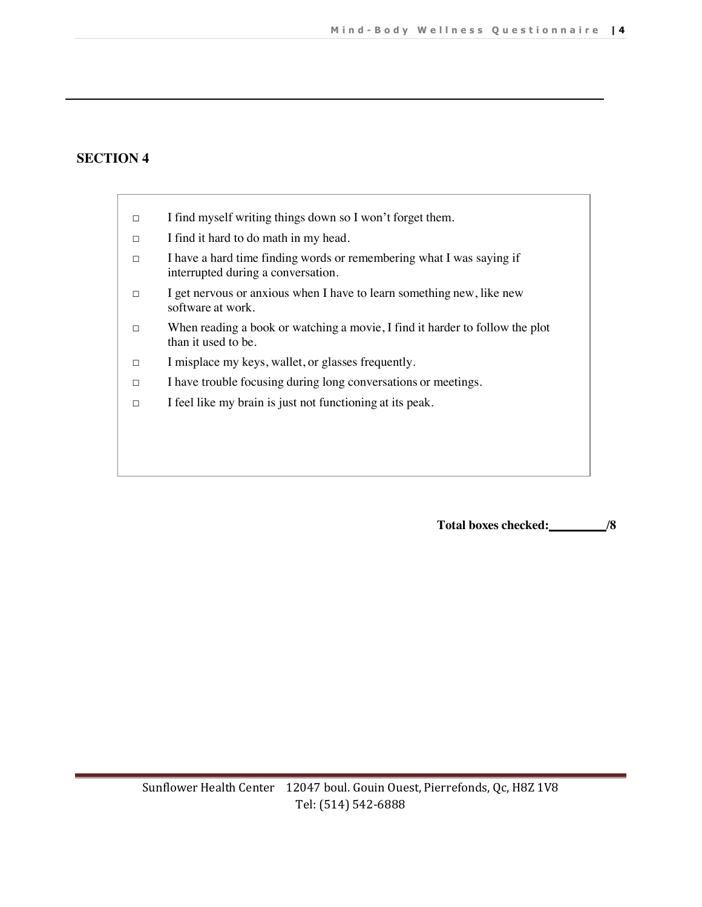## SECTION 4

- ☐ I find myself writing things down so I won't forget them.
- ☐ I find it hard to do math in my head.
- ☐ I have a hard time finding words or remembering what I was saying if interrupted during a conversation.
- ☐ I get nervous or anxious when I have to learn something new, like new software at work.
- ☐ When reading a book or watching a movie, I find it harder to follow the plot than it used to be.
- ☐ I misplace my keys, wallet, or glasses frequently.
- ☐ I have trouble focusing during long conversations or meetings.
- ☐ I feel like my brain is just not functioning at its peak.

**Total boxes checked:\_\_\_\_\_\_\_\_\_/8**

Sunflower Health Center 12047 boul. Gouin Ouest, Pierrefonds, Qc, H8Z 1V8
Tel: (514) 542-6888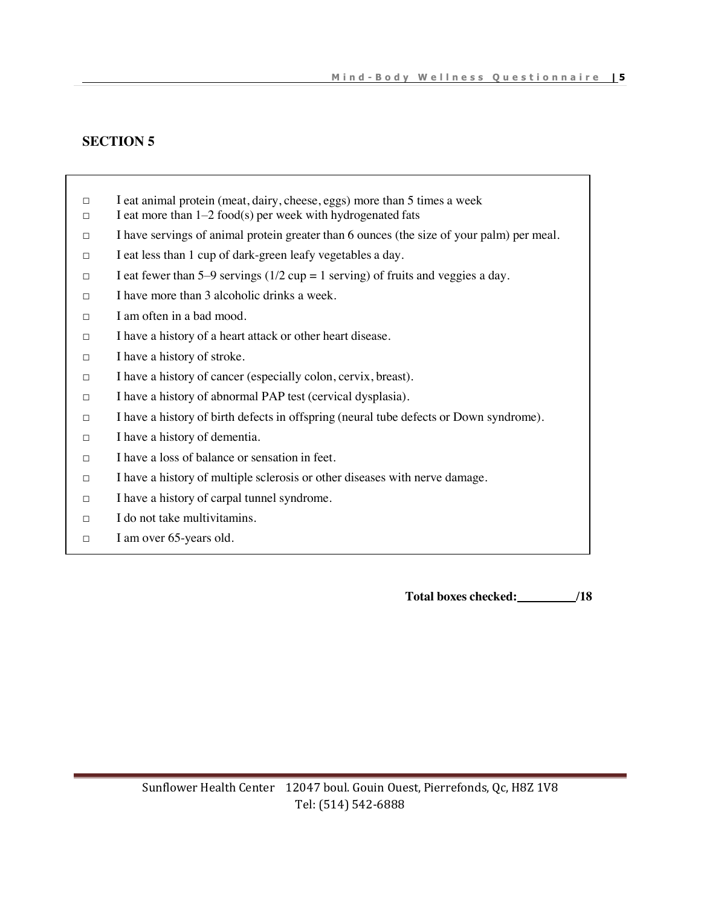## SECTION 5

- ☐ I eat animal protein (meat, dairy, cheese, eggs) more than 5 times a week
- ☐ I eat more than 1–2 food(s) per week with hydrogenated fats
- ☐ I have servings of animal protein greater than 6 ounces (the size of your palm) per meal.
- ☐ I eat less than 1 cup of dark-green leafy vegetables a day.
- ☐ I eat fewer than 5–9 servings (1/2 cup = 1 serving) of fruits and veggies a day.
- ☐ I have more than 3 alcoholic drinks a week.
- ☐ I am often in a bad mood.
- ☐ I have a history of a heart attack or other heart disease.
- ☐ I have a history of stroke.
- ☐ I have a history of cancer (especially colon, cervix, breast).
- ☐ I have a history of abnormal PAP test (cervical dysplasia).
- ☐ I have a history of birth defects in offspring (neural tube defects or Down syndrome).
- ☐ I have a history of dementia.
- ☐ I have a loss of balance or sensation in feet.
- ☐ I have a history of multiple sclerosis or other diseases with nerve damage.
- ☐ I have a history of carpal tunnel syndrome.
- ☐ I do not take multivitamins.
- ☐ I am over 65-years old.

**Total boxes checked:\_\_\_\_\_\_\_\_\_\_/18**

Sunflower Health Center 12047 boul. Gouin Ouest, Pierrefonds, Qc, H8Z 1V8
Tel: (514) 542-6888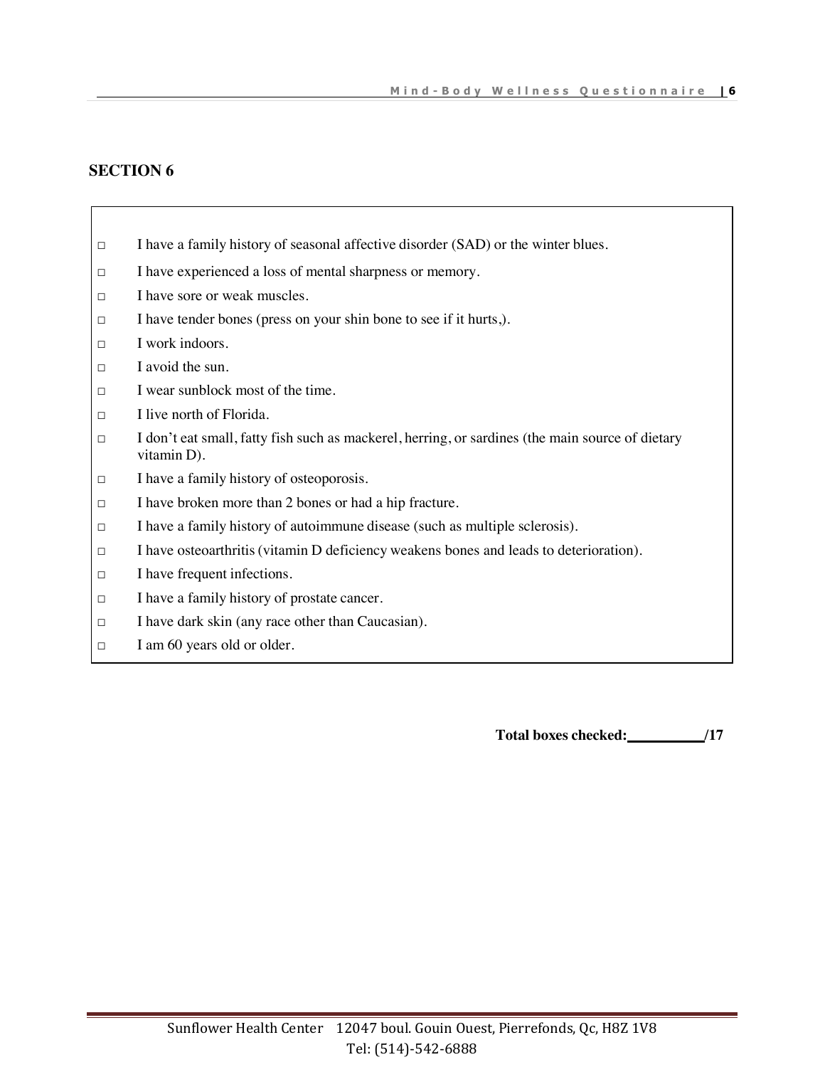## SECTION 6

- □ I have a family history of seasonal affective disorder (SAD) or the winter blues.
- □ I have experienced a loss of mental sharpness or memory.
- □ I have sore or weak muscles.
- □ I have tender bones (press on your shin bone to see if it hurts,).
- □ I work indoors.
- □ I avoid the sun.
- □ I wear sunblock most of the time.
- □ I live north of Florida.
- □ I don't eat small, fatty fish such as mackerel, herring, or sardines (the main source of dietary vitamin D).
- □ I have a family history of osteoporosis.
- □ I have broken more than 2 bones or had a hip fracture.
- □ I have a family history of autoimmune disease (such as multiple sclerosis).
- □ I have osteoarthritis (vitamin D deficiency weakens bones and leads to deterioration).
- □ I have frequent infections.
- □ I have a family history of prostate cancer.
- □ I have dark skin (any race other than Caucasian).
- □ I am 60 years old or older.

**Total boxes checked:__________/17**

Sunflower Health Center 12047 boul. Gouin Ouest, Pierrefonds, Qc, H8Z 1V8
Tel: (514)-542-6888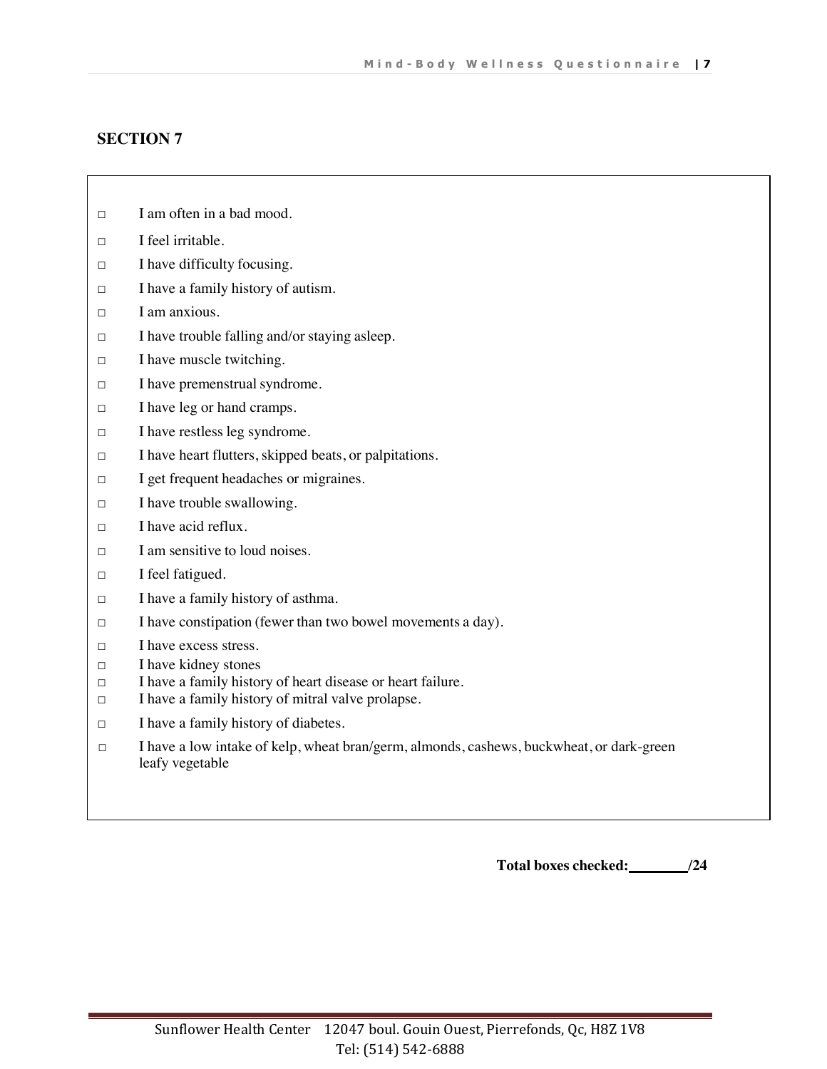## SECTION 7

- □ I am often in a bad mood.
- □ I feel irritable.
- □ I have difficulty focusing.
- □ I have a family history of autism.
- □ I am anxious.
- □ I have trouble falling and/or staying asleep.
- □ I have muscle twitching.
- □ I have premenstrual syndrome.
- □ I have leg or hand cramps.
- □ I have restless leg syndrome.
- □ I have heart flutters, skipped beats, or palpitations.
- □ I get frequent headaches or migraines.
- □ I have trouble swallowing.
- □ I have acid reflux.
- □ I am sensitive to loud noises.
- □ I feel fatigued.
- □ I have a family history of asthma.
- □ I have constipation (fewer than two bowel movements a day).
- □ I have excess stress.
- □ I have kidney stones
- □ I have a family history of heart disease or heart failure.
- □ I have a family history of mitral valve prolapse.
- □ I have a family history of diabetes.
- □ I have a low intake of kelp, wheat bran/germ, almonds, cashews, buckwheat, or dark-green leafy vegetable

**Total boxes checked:\_\_\_\_\_\_\_\_/24**

Sunflower Health Center 12047 boul. Gouin Ouest, Pierrefonds, Qc, H8Z 1V8
Tel: (514) 542-6888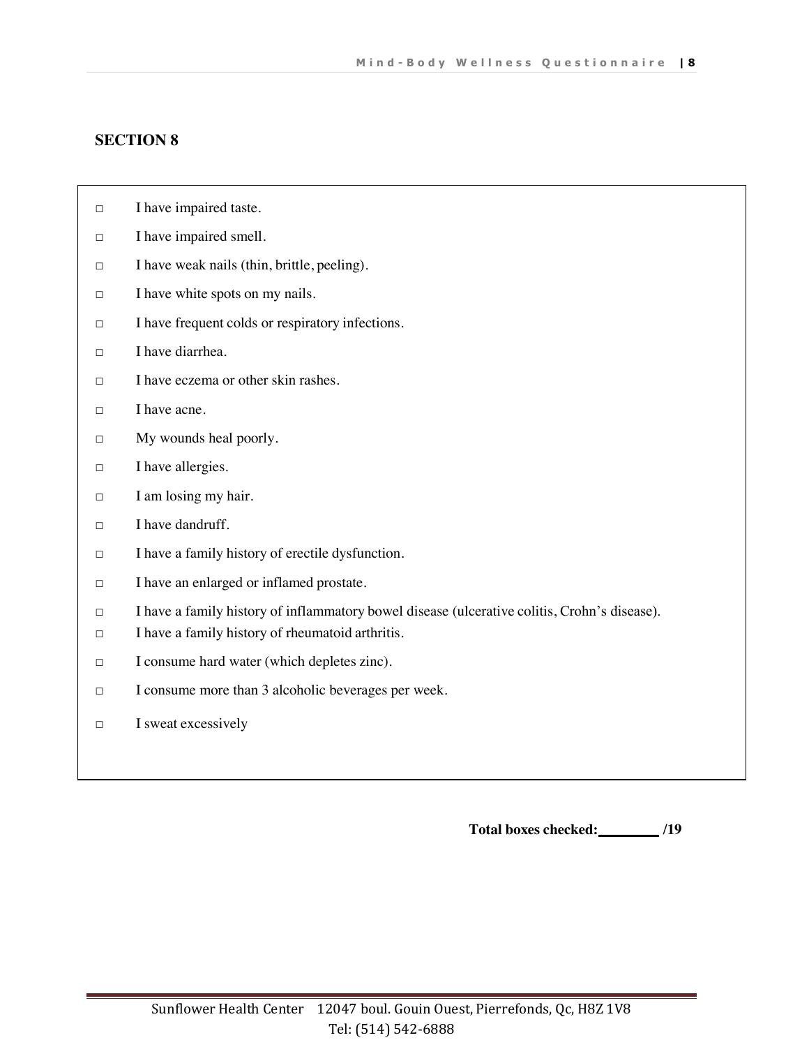## SECTION 8

- □ I have impaired taste.
- □ I have impaired smell.
- □ I have weak nails (thin, brittle, peeling).
- □ I have white spots on my nails.
- □ I have frequent colds or respiratory infections.
- □ I have diarrhea.
- □ I have eczema or other skin rashes.
- □ I have acne.
- □ My wounds heal poorly.
- □ I have allergies.
- □ I am losing my hair.
- □ I have dandruff.
- □ I have a family history of erectile dysfunction.
- □ I have an enlarged or inflamed prostate.
- □ I have a family history of inflammatory bowel disease (ulcerative colitis, Crohn's disease).
- □ I have a family history of rheumatoid arthritis.
- □ I consume hard water (which depletes zinc).
- □ I consume more than 3 alcoholic beverages per week.
- □ I sweat excessively

**Total boxes checked:________ /19**

Sunflower Health Center 12047 boul. Gouin Ouest, Pierrefonds, Qc, H8Z 1V8
Tel: (514) 542-6888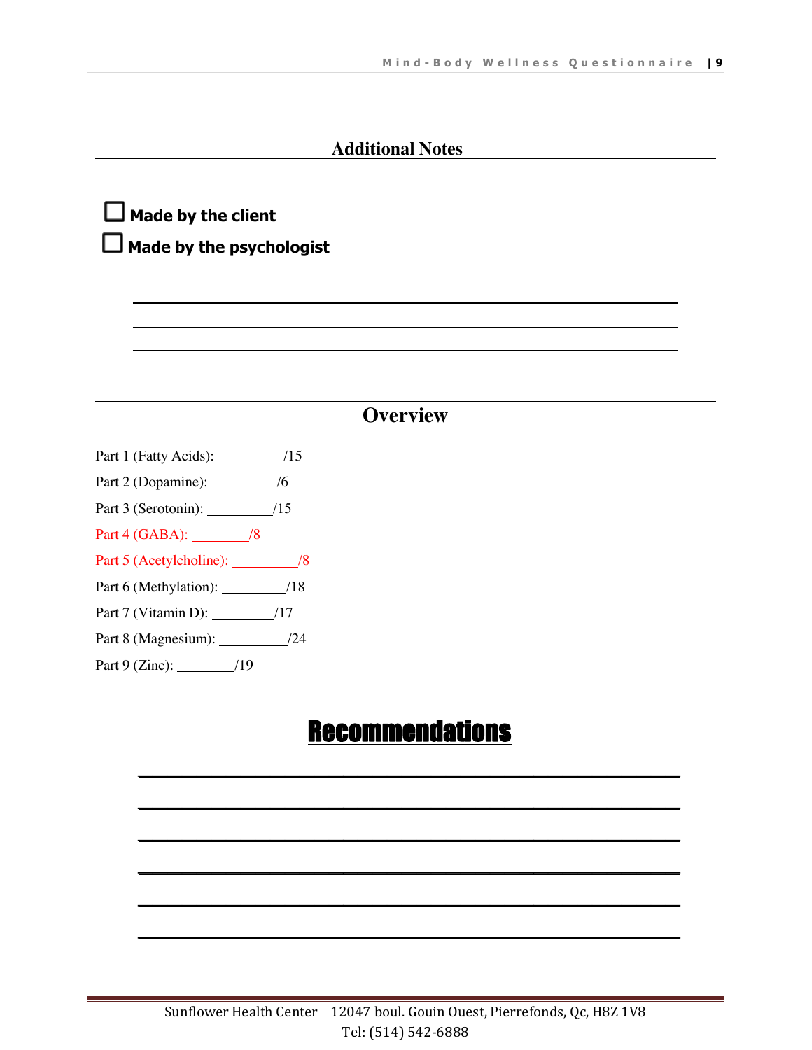## Additional Notes

☐ **Made by the client**

☐ **Made by the psychologist**

______________________________________________________________

______________________________________________________________

______________________________________________________________

## Overview

Part 1 (Fatty Acids): _________/15

Part 2 (Dopamine): _________/6

Part 3 (Serotonin): _________/15

Part 4 (GABA): ________/8

Part 5 (Acetylcholine): _________/8

Part 6 (Methylation): _________/18

Part 7 (Vitamin D): _________/17

Part 8 (Magnesium): _________/24

Part 9 (Zinc): ________/19

## Recommendations

______________________________________________________________

______________________________________________________________

______________________________________________________________

______________________________________________________________

______________________________________________________________

______________________________________________________________

Sunflower Health Center 12047 boul. Gouin Ouest, Pierrefonds, Qc, H8Z 1V8
Tel: (514) 542-6888